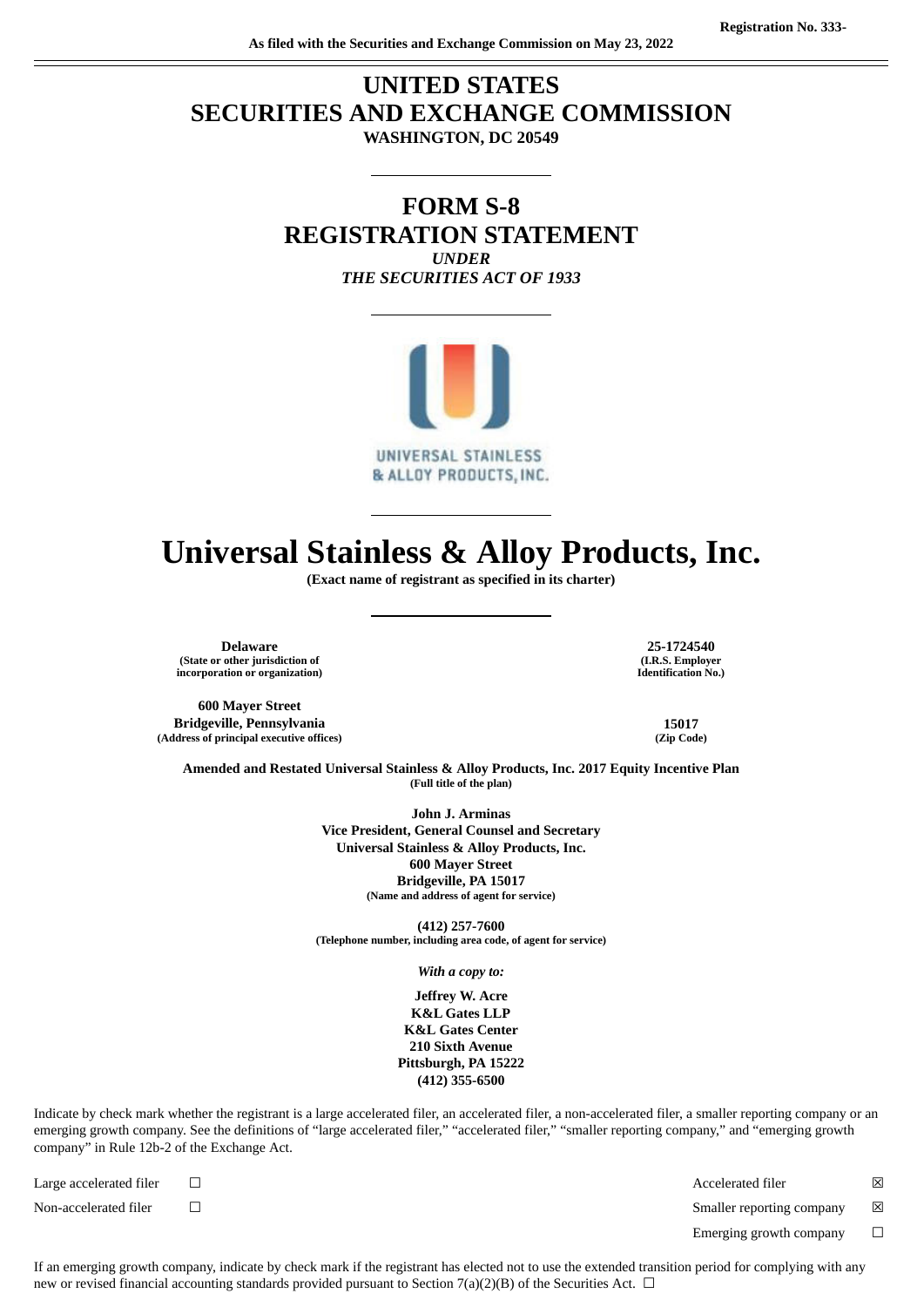Registration No. 333-

As filed with the Securities and Exchange Commission on May 23, 2022

# UNITED STATES
# SECURITIES AND EXCHANGE COMMISSION
**WASHINGTON, DC 20549**

---

## FORM S-8
## REGISTRATION STATEMENT
*UNDER*
*THE SECURITIES ACT OF 1933*

---

UNIVERSAL STAINLESS & ALLOY PRODUCTS, INC.

---

# Universal Stainless & Alloy Products, Inc.
**(Exact name of registrant as specified in its charter)**

---

| | |
|---|---|
| **Delaware** (State or other jurisdiction of incorporation or organization) | **25-1724540** (I.R.S. Employer Identification No.) |
| **600 Mayer Street Bridgeville, Pennsylvania** (Address of principal executive offices) | **15017** (Zip Code) |

**Amended and Restated Universal Stainless & Alloy Products, Inc. 2017 Equity Incentive Plan**
**(Full title of the plan)**

**John J. Arminas**
**Vice President, General Counsel and Secretary**
**Universal Stainless & Alloy Products, Inc.**
**600 Mayer Street**
**Bridgeville, PA 15017**
**(Name and address of agent for service)**

**(412) 257-7600**
**(Telephone number, including area code, of agent for service)**

*With a copy to:*

**Jeffrey W. Acre**
**K&L Gates LLP**
**K&L Gates Center**
**210 Sixth Avenue**
**Pittsburgh, PA 15222**
**(412) 355-6500**

Indicate by check mark whether the registrant is a large accelerated filer, an accelerated filer, a non-accelerated filer, a smaller reporting company or an emerging growth company. See the definitions of "large accelerated filer," "accelerated filer," "smaller reporting company," and "emerging growth company" in Rule 12b-2 of the Exchange Act.

| | | | |
|---|---|---|---|
| Large accelerated filer | ☐ | Accelerated filer | ☒ |
| Non-accelerated filer | ☐ | Smaller reporting company | ☒ |
| | | Emerging growth company | ☐ |

If an emerging growth company, indicate by check mark if the registrant has elected not to use the extended transition period for complying with any new or revised financial accounting standards provided pursuant to Section 7(a)(2)(B) of the Securities Act. ☐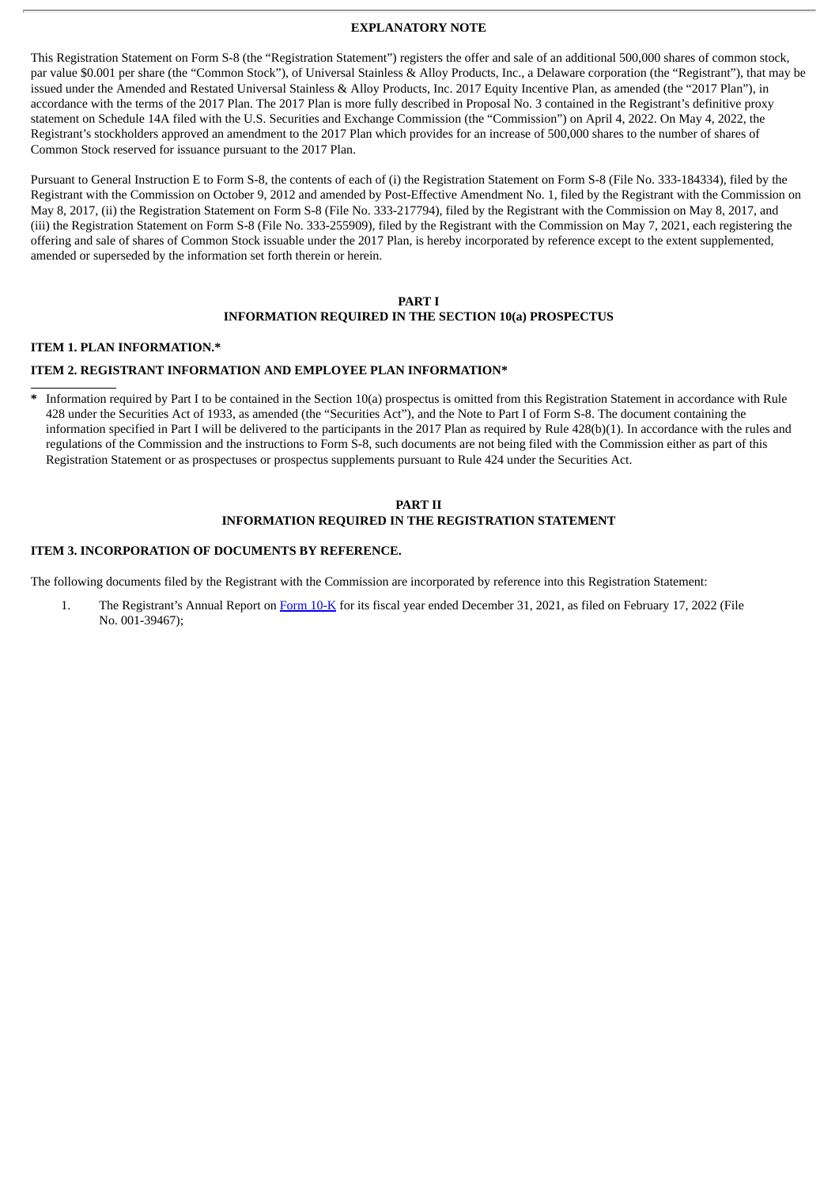## EXPLANATORY NOTE

This Registration Statement on Form S-8 (the "Registration Statement") registers the offer and sale of an additional 500,000 shares of common stock, par value $0.001 per share (the "Common Stock"), of Universal Stainless & Alloy Products, Inc., a Delaware corporation (the "Registrant"), that may be issued under the Amended and Restated Universal Stainless & Alloy Products, Inc. 2017 Equity Incentive Plan, as amended (the "2017 Plan"), in accordance with the terms of the 2017 Plan. The 2017 Plan is more fully described in Proposal No. 3 contained in the Registrant's definitive proxy statement on Schedule 14A filed with the U.S. Securities and Exchange Commission (the "Commission") on April 4, 2022. On May 4, 2022, the Registrant's stockholders approved an amendment to the 2017 Plan which provides for an increase of 500,000 shares to the number of shares of Common Stock reserved for issuance pursuant to the 2017 Plan.

Pursuant to General Instruction E to Form S-8, the contents of each of (i) the Registration Statement on Form S-8 (File No. 333-184334), filed by the Registrant with the Commission on October 9, 2012 and amended by Post-Effective Amendment No. 1, filed by the Registrant with the Commission on May 8, 2017, (ii) the Registration Statement on Form S-8 (File No. 333-217794), filed by the Registrant with the Commission on May 8, 2017, and (iii) the Registration Statement on Form S-8 (File No. 333-255909), filed by the Registrant with the Commission on May 7, 2021, each registering the offering and sale of shares of Common Stock issuable under the 2017 Plan, is hereby incorporated by reference except to the extent supplemented, amended or superseded by the information set forth therein or herein.

## PART I
## INFORMATION REQUIRED IN THE SECTION 10(a) PROSPECTUS

### ITEM 1. PLAN INFORMATION.*

### ITEM 2. REGISTRANT INFORMATION AND EMPLOYEE PLAN INFORMATION*

\* Information required by Part I to be contained in the Section 10(a) prospectus is omitted from this Registration Statement in accordance with Rule 428 under the Securities Act of 1933, as amended (the "Securities Act"), and the Note to Part I of Form S-8. The document containing the information specified in Part I will be delivered to the participants in the 2017 Plan as required by Rule 428(b)(1). In accordance with the rules and regulations of the Commission and the instructions to Form S-8, such documents are not being filed with the Commission either as part of this Registration Statement or as prospectuses or prospectus supplements pursuant to Rule 424 under the Securities Act.

## PART II
## INFORMATION REQUIRED IN THE REGISTRATION STATEMENT

### ITEM 3. INCORPORATION OF DOCUMENTS BY REFERENCE.

The following documents filed by the Registrant with the Commission are incorporated by reference into this Registration Statement:

1. The Registrant's Annual Report on Form 10-K for its fiscal year ended December 31, 2021, as filed on February 17, 2022 (File No. 001-39467);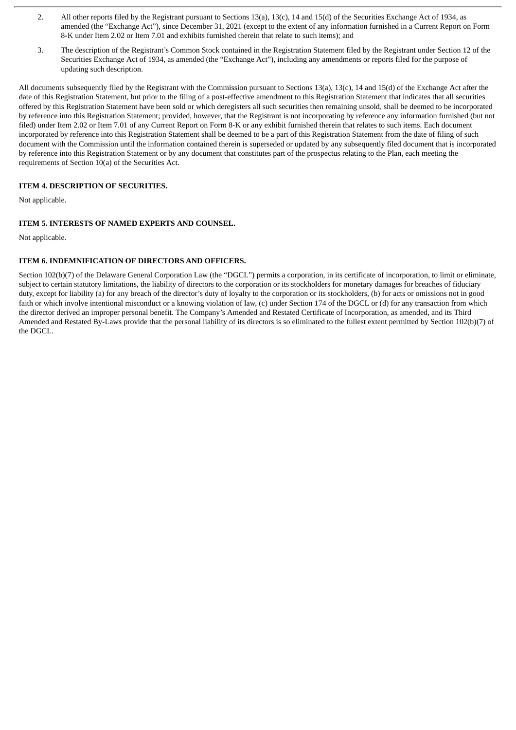2. All other reports filed by the Registrant pursuant to Sections 13(a), 13(c), 14 and 15(d) of the Securities Exchange Act of 1934, as amended (the “Exchange Act”), since December 31, 2021 (except to the extent of any information furnished in a Current Report on Form 8-K under Item 2.02 or Item 7.01 and exhibits furnished therein that relate to such items); and

3. The description of the Registrant’s Common Stock contained in the Registration Statement filed by the Registrant under Section 12 of the Securities Exchange Act of 1934, as amended (the “Exchange Act”), including any amendments or reports filed for the purpose of updating such description.

All documents subsequently filed by the Registrant with the Commission pursuant to Sections 13(a), 13(c), 14 and 15(d) of the Exchange Act after the date of this Registration Statement, but prior to the filing of a post-effective amendment to this Registration Statement that indicates that all securities offered by this Registration Statement have been sold or which deregisters all such securities then remaining unsold, shall be deemed to be incorporated by reference into this Registration Statement; provided, however, that the Registrant is not incorporating by reference any information furnished (but not filed) under Item 2.02 or Item 7.01 of any Current Report on Form 8-K or any exhibit furnished therein that relates to such items. Each document incorporated by reference into this Registration Statement shall be deemed to be a part of this Registration Statement from the date of filing of such document with the Commission until the information contained therein is superseded or updated by any subsequently filed document that is incorporated by reference into this Registration Statement or by any document that constitutes part of the prospectus relating to the Plan, each meeting the requirements of Section 10(a) of the Securities Act.

### ITEM 4. DESCRIPTION OF SECURITIES.

Not applicable.

### ITEM 5. INTERESTS OF NAMED EXPERTS AND COUNSEL.

Not applicable.

### ITEM 6. INDEMNIFICATION OF DIRECTORS AND OFFICERS.

Section 102(b)(7) of the Delaware General Corporation Law (the “DGCL”) permits a corporation, in its certificate of incorporation, to limit or eliminate, subject to certain statutory limitations, the liability of directors to the corporation or its stockholders for monetary damages for breaches of fiduciary duty, except for liability (a) for any breach of the director’s duty of loyalty to the corporation or its stockholders, (b) for acts or omissions not in good faith or which involve intentional misconduct or a knowing violation of law, (c) under Section 174 of the DGCL or (d) for any transaction from which the director derived an improper personal benefit. The Company’s Amended and Restated Certificate of Incorporation, as amended, and its Third Amended and Restated By-Laws provide that the personal liability of its directors is so eliminated to the fullest extent permitted by Section 102(b)(7) of the DGCL.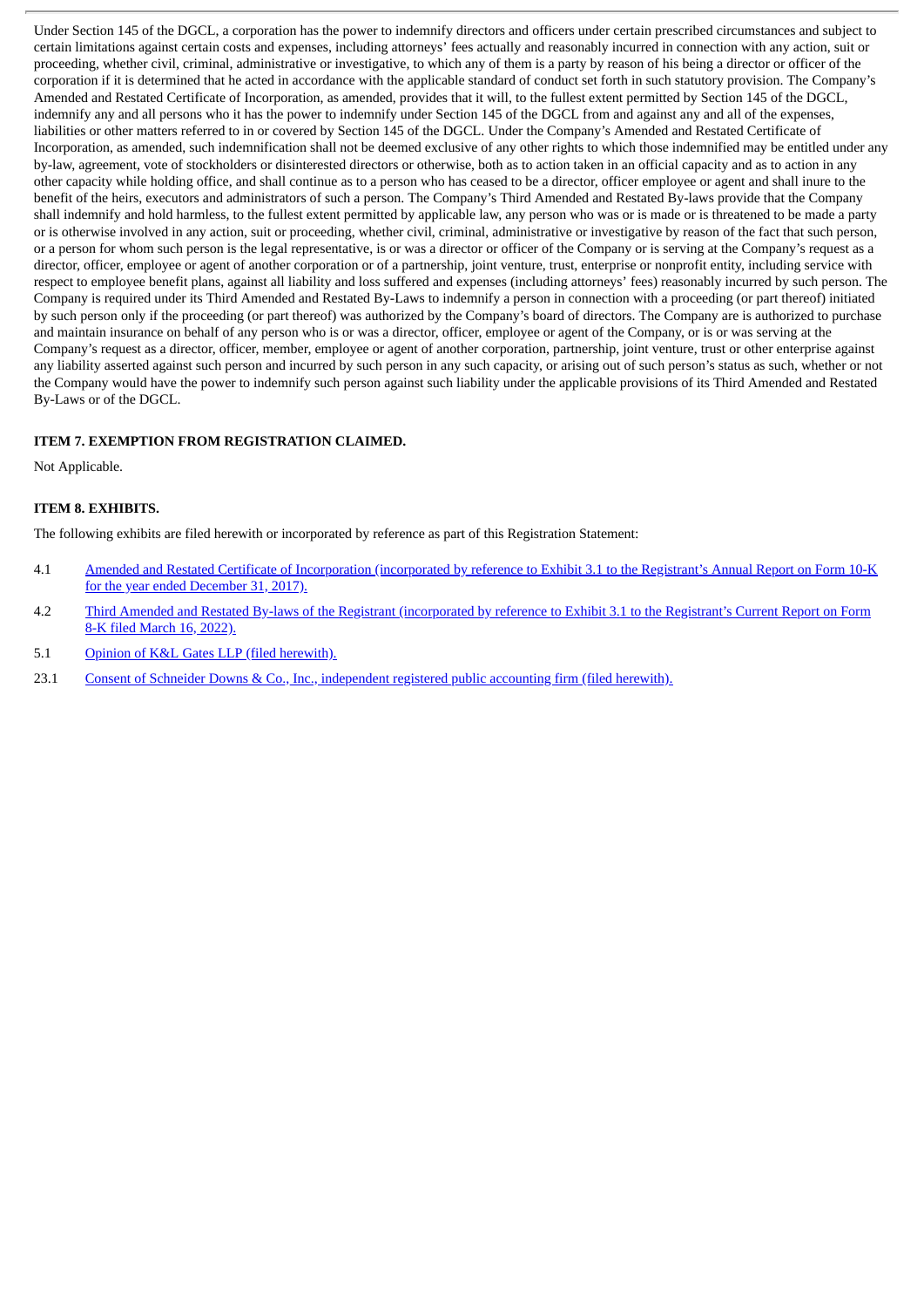Under Section 145 of the DGCL, a corporation has the power to indemnify directors and officers under certain prescribed circumstances and subject to certain limitations against certain costs and expenses, including attorneys' fees actually and reasonably incurred in connection with any action, suit or proceeding, whether civil, criminal, administrative or investigative, to which any of them is a party by reason of his being a director or officer of the corporation if it is determined that he acted in accordance with the applicable standard of conduct set forth in such statutory provision. The Company's Amended and Restated Certificate of Incorporation, as amended, provides that it will, to the fullest extent permitted by Section 145 of the DGCL, indemnify any and all persons who it has the power to indemnify under Section 145 of the DGCL from and against any and all of the expenses, liabilities or other matters referred to in or covered by Section 145 of the DGCL. Under the Company's Amended and Restated Certificate of Incorporation, as amended, such indemnification shall not be deemed exclusive of any other rights to which those indemnified may be entitled under any by-law, agreement, vote of stockholders or disinterested directors or otherwise, both as to action taken in an official capacity and as to action in any other capacity while holding office, and shall continue as to a person who has ceased to be a director, officer employee or agent and shall inure to the benefit of the heirs, executors and administrators of such a person. The Company's Third Amended and Restated By-laws provide that the Company shall indemnify and hold harmless, to the fullest extent permitted by applicable law, any person who was or is made or is threatened to be made a party or is otherwise involved in any action, suit or proceeding, whether civil, criminal, administrative or investigative by reason of the fact that such person, or a person for whom such person is the legal representative, is or was a director or officer of the Company or is serving at the Company's request as a director, officer, employee or agent of another corporation or of a partnership, joint venture, trust, enterprise or nonprofit entity, including service with respect to employee benefit plans, against all liability and loss suffered and expenses (including attorneys' fees) reasonably incurred by such person. The Company is required under its Third Amended and Restated By-Laws to indemnify a person in connection with a proceeding (or part thereof) initiated by such person only if the proceeding (or part thereof) was authorized by the Company's board of directors. The Company are is authorized to purchase and maintain insurance on behalf of any person who is or was a director, officer, employee or agent of the Company, or is or was serving at the Company's request as a director, officer, member, employee or agent of another corporation, partnership, joint venture, trust or other enterprise against any liability asserted against such person and incurred by such person in any such capacity, or arising out of such person's status as such, whether or not the Company would have the power to indemnify such person against such liability under the applicable provisions of its Third Amended and Restated By-Laws or of the DGCL.

**ITEM 7. EXEMPTION FROM REGISTRATION CLAIMED.**

Not Applicable.

**ITEM 8. EXHIBITS.**

The following exhibits are filed herewith or incorporated by reference as part of this Registration Statement:

4.1 Amended and Restated Certificate of Incorporation (incorporated by reference to Exhibit 3.1 to the Registrant's Annual Report on Form 10-K for the year ended December 31, 2017).

4.2 Third Amended and Restated By-laws of the Registrant (incorporated by reference to Exhibit 3.1 to the Registrant's Current Report on Form 8-K filed March 16, 2022).

5.1 Opinion of K&L Gates LLP (filed herewith).

23.1 Consent of Schneider Downs & Co., Inc., independent registered public accounting firm (filed herewith).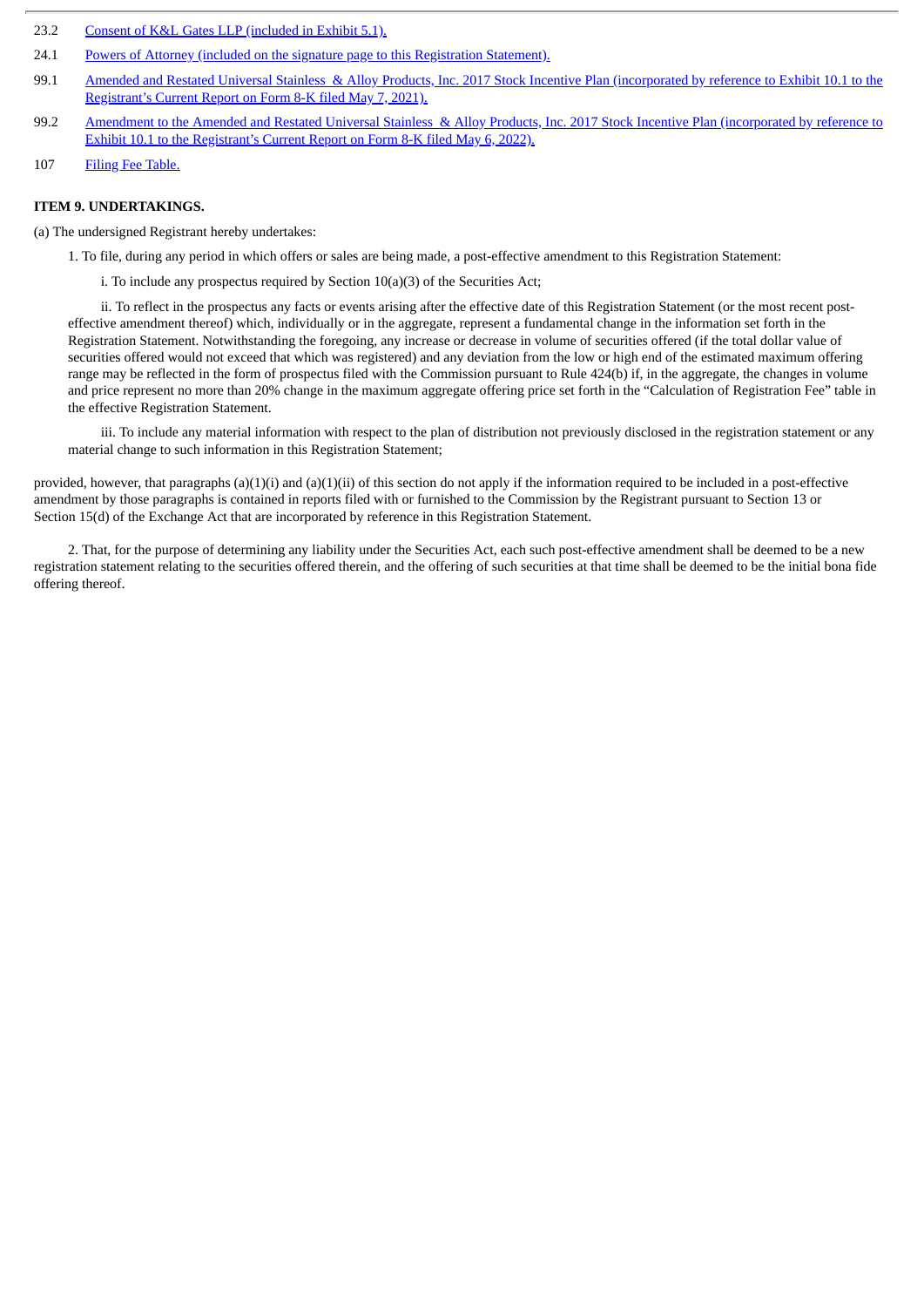| | |
|---|---|
| 23.2 | Consent of K&L Gates LLP (included in Exhibit 5.1). |
| 24.1 | Powers of Attorney (included on the signature page to this Registration Statement). |
| 99.1 | Amended and Restated Universal Stainless & Alloy Products, Inc. 2017 Stock Incentive Plan (incorporated by reference to Exhibit 10.1 to the Registrant's Current Report on Form 8-K filed May 7, 2021). |
| 99.2 | Amendment to the Amended and Restated Universal Stainless & Alloy Products, Inc. 2017 Stock Incentive Plan (incorporated by reference to Exhibit 10.1 to the Registrant's Current Report on Form 8-K filed May 6, 2022). |
| 107 | Filing Fee Table. |

**ITEM 9. UNDERTAKINGS.**

(a) The undersigned Registrant hereby undertakes:

1. To file, during any period in which offers or sales are being made, a post-effective amendment to this Registration Statement:

i. To include any prospectus required by Section 10(a)(3) of the Securities Act;

ii. To reflect in the prospectus any facts or events arising after the effective date of this Registration Statement (or the most recent post-effective amendment thereof) which, individually or in the aggregate, represent a fundamental change in the information set forth in the Registration Statement. Notwithstanding the foregoing, any increase or decrease in volume of securities offered (if the total dollar value of securities offered would not exceed that which was registered) and any deviation from the low or high end of the estimated maximum offering range may be reflected in the form of prospectus filed with the Commission pursuant to Rule 424(b) if, in the aggregate, the changes in volume and price represent no more than 20% change in the maximum aggregate offering price set forth in the "Calculation of Registration Fee" table in the effective Registration Statement.

iii. To include any material information with respect to the plan of distribution not previously disclosed in the registration statement or any material change to such information in this Registration Statement;

provided, however, that paragraphs (a)(1)(i) and (a)(1)(ii) of this section do not apply if the information required to be included in a post-effective amendment by those paragraphs is contained in reports filed with or furnished to the Commission by the Registrant pursuant to Section 13 or Section 15(d) of the Exchange Act that are incorporated by reference in this Registration Statement.

2. That, for the purpose of determining any liability under the Securities Act, each such post-effective amendment shall be deemed to be a new registration statement relating to the securities offered therein, and the offering of such securities at that time shall be deemed to be the initial bona fide offering thereof.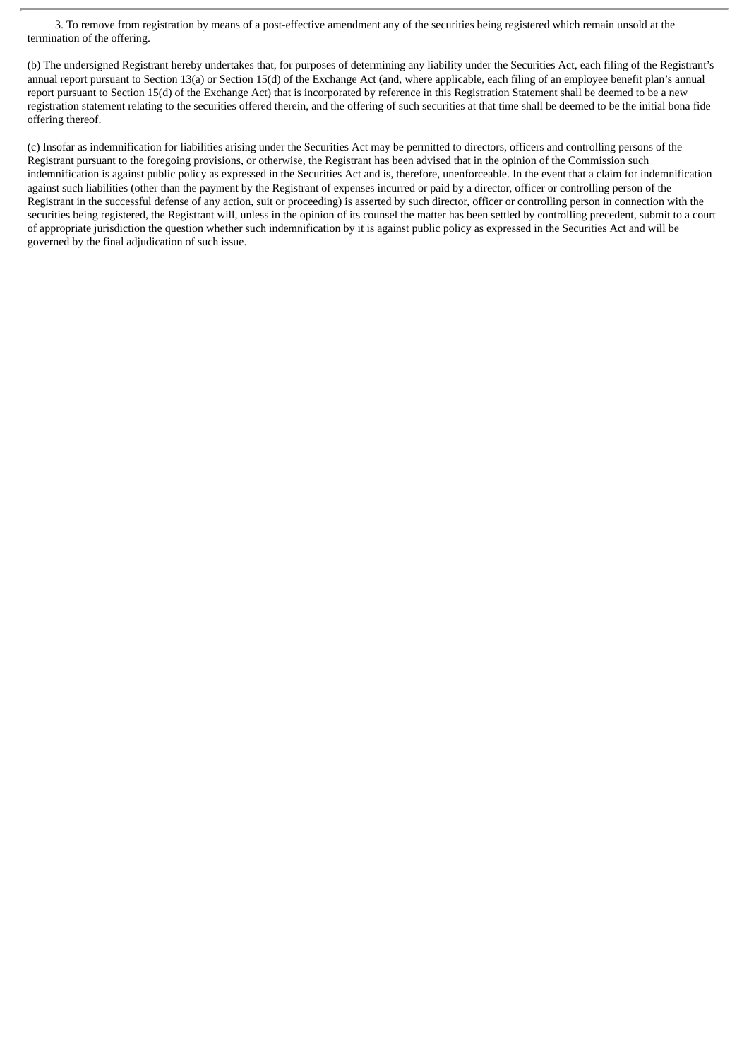3. To remove from registration by means of a post-effective amendment any of the securities being registered which remain unsold at the termination of the offering.

(b) The undersigned Registrant hereby undertakes that, for purposes of determining any liability under the Securities Act, each filing of the Registrant's annual report pursuant to Section 13(a) or Section 15(d) of the Exchange Act (and, where applicable, each filing of an employee benefit plan's annual report pursuant to Section 15(d) of the Exchange Act) that is incorporated by reference in this Registration Statement shall be deemed to be a new registration statement relating to the securities offered therein, and the offering of such securities at that time shall be deemed to be the initial bona fide offering thereof.

(c) Insofar as indemnification for liabilities arising under the Securities Act may be permitted to directors, officers and controlling persons of the Registrant pursuant to the foregoing provisions, or otherwise, the Registrant has been advised that in the opinion of the Commission such indemnification is against public policy as expressed in the Securities Act and is, therefore, unenforceable. In the event that a claim for indemnification against such liabilities (other than the payment by the Registrant of expenses incurred or paid by a director, officer or controlling person of the Registrant in the successful defense of any action, suit or proceeding) is asserted by such director, officer or controlling person in connection with the securities being registered, the Registrant will, unless in the opinion of its counsel the matter has been settled by controlling precedent, submit to a court of appropriate jurisdiction the question whether such indemnification by it is against public policy as expressed in the Securities Act and will be governed by the final adjudication of such issue.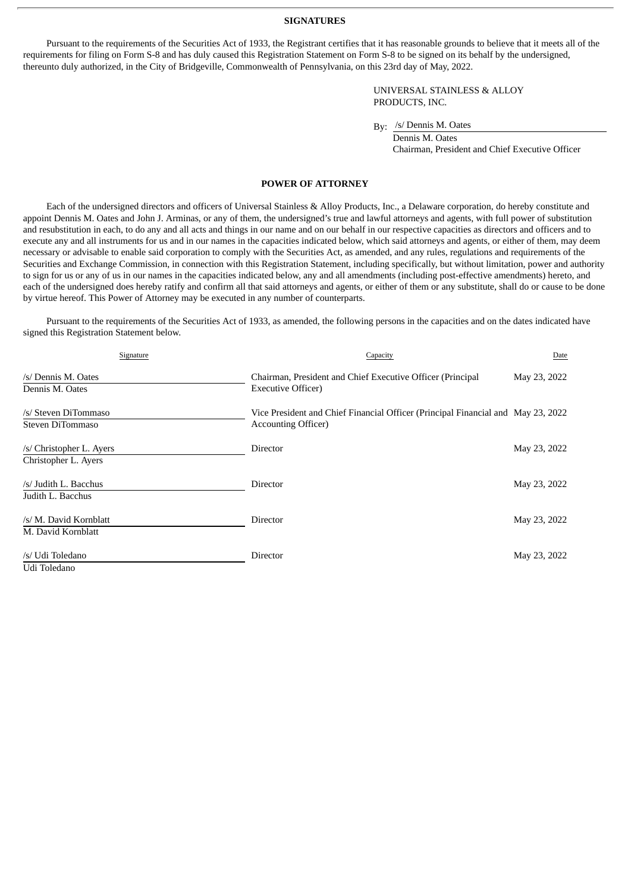## SIGNATURES

Pursuant to the requirements of the Securities Act of 1933, the Registrant certifies that it has reasonable grounds to believe that it meets all of the requirements for filing on Form S-8 and has duly caused this Registration Statement on Form S-8 to be signed on its behalf by the undersigned, thereunto duly authorized, in the City of Bridgeville, Commonwealth of Pennsylvania, on this 23rd day of May, 2022.

UNIVERSAL STAINLESS & ALLOY PRODUCTS, INC.

By: /s/ Dennis M. Oates
Dennis M. Oates
Chairman, President and Chief Executive Officer

## POWER OF ATTORNEY

Each of the undersigned directors and officers of Universal Stainless & Alloy Products, Inc., a Delaware corporation, do hereby constitute and appoint Dennis M. Oates and John J. Arminas, or any of them, the undersigned's true and lawful attorneys and agents, with full power of substitution and resubstitution in each, to do any and all acts and things in our name and on our behalf in our respective capacities as directors and officers and to execute any and all instruments for us and in our names in the capacities indicated below, which said attorneys and agents, or either of them, may deem necessary or advisable to enable said corporation to comply with the Securities Act, as amended, and any rules, regulations and requirements of the Securities and Exchange Commission, in connection with this Registration Statement, including specifically, but without limitation, power and authority to sign for us or any of us in our names in the capacities indicated below, any and all amendments (including post-effective amendments) hereto, and each of the undersigned does hereby ratify and confirm all that said attorneys and agents, or either of them or any substitute, shall do or cause to be done by virtue hereof. This Power of Attorney may be executed in any number of counterparts.

Pursuant to the requirements of the Securities Act of 1933, as amended, the following persons in the capacities and on the dates indicated have signed this Registration Statement below.

| Signature | Capacity | Date |
|---|---|---|
| /s/ Dennis M. Oates<br>Dennis M. Oates | Chairman, President and Chief Executive Officer (Principal Executive Officer) | May 23, 2022 |
| /s/ Steven DiTommaso<br>Steven DiTommaso | Vice President and Chief Financial Officer (Principal Financial and Accounting Officer) | May 23, 2022 |
| /s/ Christopher L. Ayers<br>Christopher L. Ayers | Director | May 23, 2022 |
| /s/ Judith L. Bacchus<br>Judith L. Bacchus | Director | May 23, 2022 |
| /s/ M. David Kornblatt<br>M. David Kornblatt | Director | May 23, 2022 |
| /s/ Udi Toledano<br>Udi Toledano | Director | May 23, 2022 |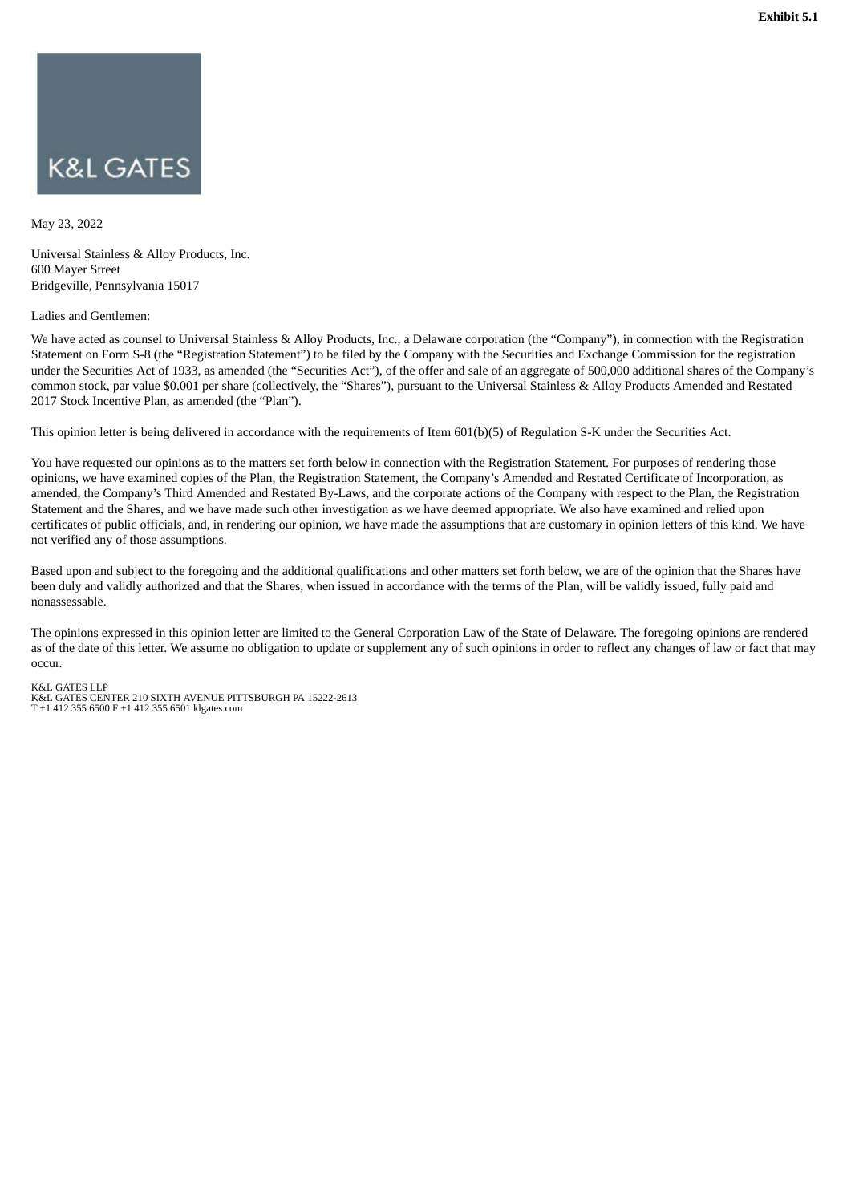**Exhibit 5.1**

K&L GATES

May 23, 2022

Universal Stainless & Alloy Products, Inc.
600 Mayer Street
Bridgeville, Pennsylvania 15017

Ladies and Gentlemen:

We have acted as counsel to Universal Stainless & Alloy Products, Inc., a Delaware corporation (the "Company"), in connection with the Registration Statement on Form S-8 (the "Registration Statement") to be filed by the Company with the Securities and Exchange Commission for the registration under the Securities Act of 1933, as amended (the "Securities Act"), of the offer and sale of an aggregate of 500,000 additional shares of the Company's common stock, par value $0.001 per share (collectively, the "Shares"), pursuant to the Universal Stainless & Alloy Products Amended and Restated 2017 Stock Incentive Plan, as amended (the "Plan").

This opinion letter is being delivered in accordance with the requirements of Item 601(b)(5) of Regulation S-K under the Securities Act.

You have requested our opinions as to the matters set forth below in connection with the Registration Statement. For purposes of rendering those opinions, we have examined copies of the Plan, the Registration Statement, the Company's Amended and Restated Certificate of Incorporation, as amended, the Company's Third Amended and Restated By-Laws, and the corporate actions of the Company with respect to the Plan, the Registration Statement and the Shares, and we have made such other investigation as we have deemed appropriate. We also have examined and relied upon certificates of public officials, and, in rendering our opinion, we have made the assumptions that are customary in opinion letters of this kind. We have not verified any of those assumptions.

Based upon and subject to the foregoing and the additional qualifications and other matters set forth below, we are of the opinion that the Shares have been duly and validly authorized and that the Shares, when issued in accordance with the terms of the Plan, will be validly issued, fully paid and nonassessable.

The opinions expressed in this opinion letter are limited to the General Corporation Law of the State of Delaware. The foregoing opinions are rendered as of the date of this letter. We assume no obligation to update or supplement any of such opinions in order to reflect any changes of law or fact that may occur.

K&L GATES LLP
K&L GATES CENTER 210 SIXTH AVENUE PITTSBURGH PA 15222-2613
T +1 412 355 6500 F +1 412 355 6501 klgates.com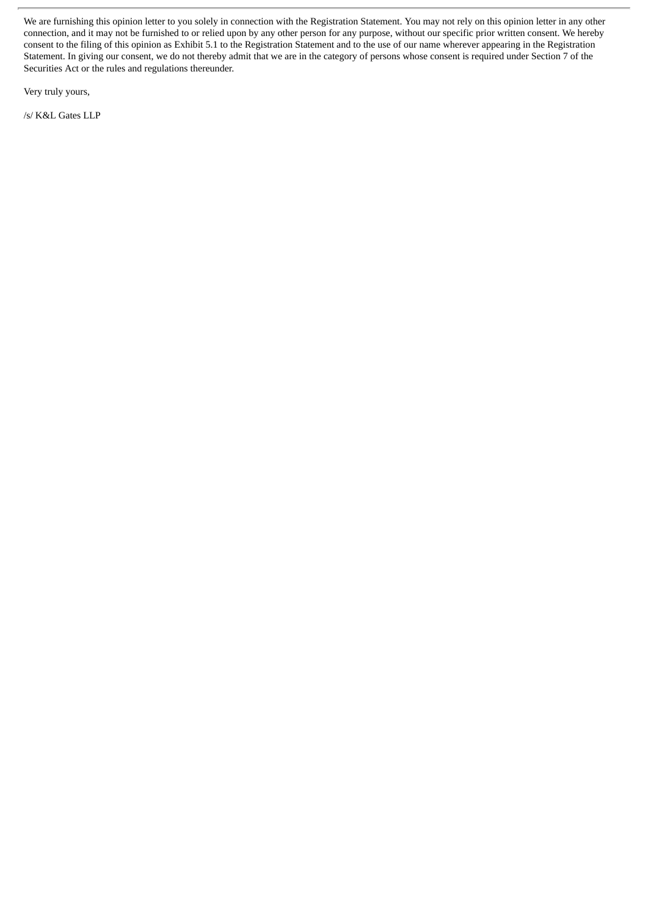We are furnishing this opinion letter to you solely in connection with the Registration Statement. You may not rely on this opinion letter in any other connection, and it may not be furnished to or relied upon by any other person for any purpose, without our specific prior written consent. We hereby consent to the filing of this opinion as Exhibit 5.1 to the Registration Statement and to the use of our name wherever appearing in the Registration Statement. In giving our consent, we do not thereby admit that we are in the category of persons whose consent is required under Section 7 of the Securities Act or the rules and regulations thereunder.

Very truly yours,

/s/ K&L Gates LLP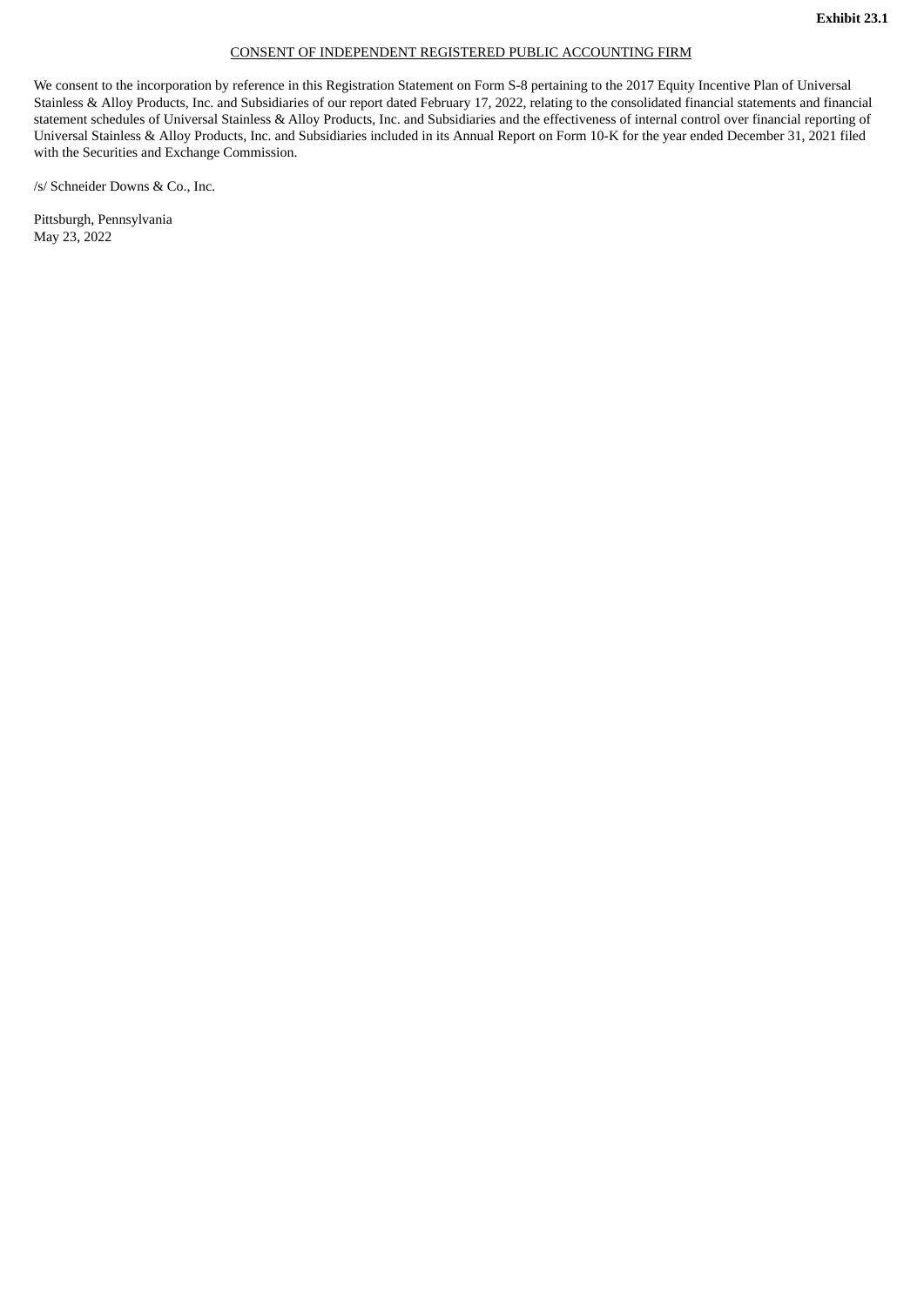**Exhibit 23.1**

CONSENT OF INDEPENDENT REGISTERED PUBLIC ACCOUNTING FIRM

We consent to the incorporation by reference in this Registration Statement on Form S-8 pertaining to the 2017 Equity Incentive Plan of Universal Stainless & Alloy Products, Inc. and Subsidiaries of our report dated February 17, 2022, relating to the consolidated financial statements and financial statement schedules of Universal Stainless & Alloy Products, Inc. and Subsidiaries and the effectiveness of internal control over financial reporting of Universal Stainless & Alloy Products, Inc. and Subsidiaries included in its Annual Report on Form 10-K for the year ended December 31, 2021 filed with the Securities and Exchange Commission.

/s/ Schneider Downs & Co., Inc.

Pittsburgh, Pennsylvania
May 23, 2022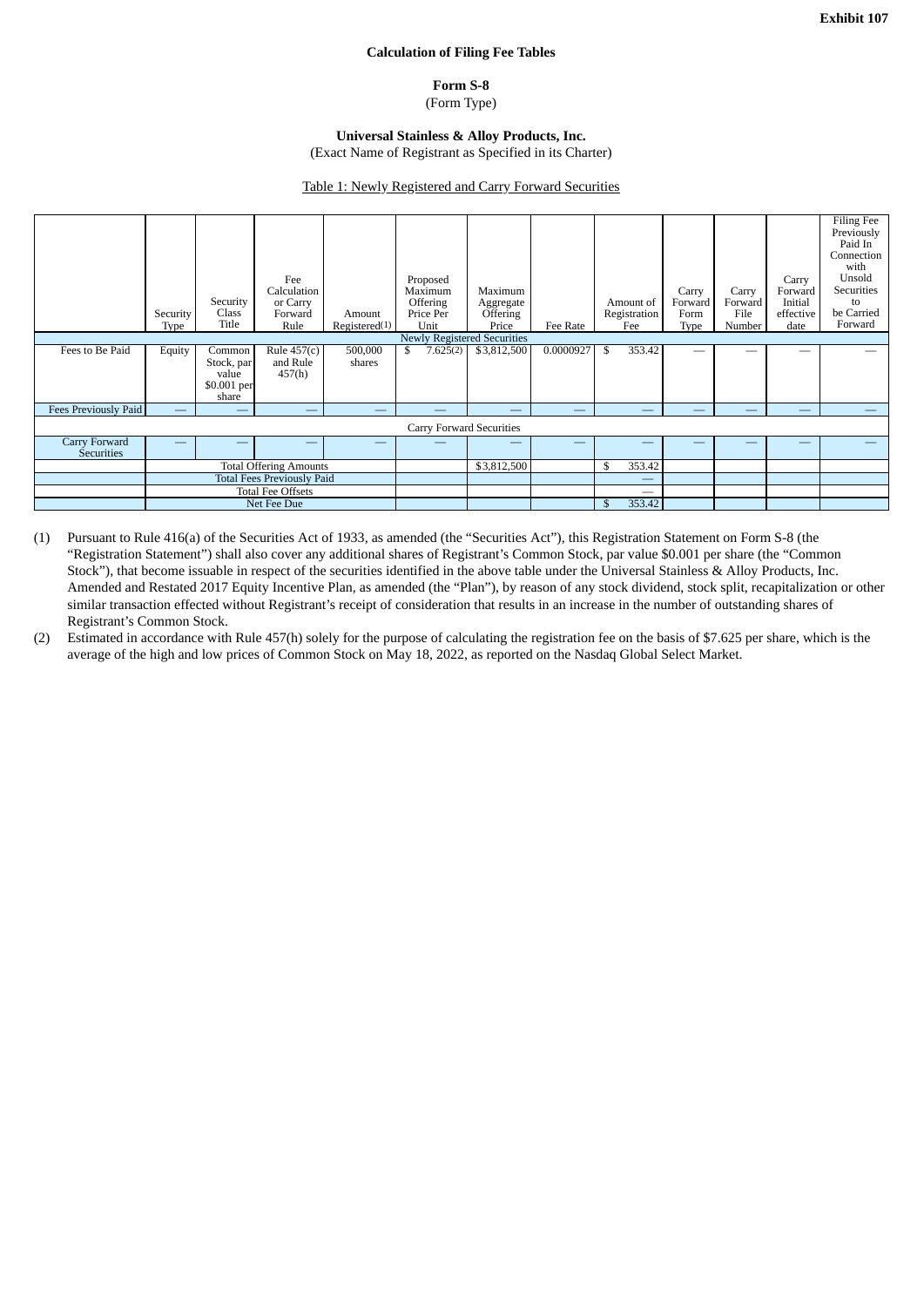**Exhibit 107**

**Calculation of Filing Fee Tables**

**Form S-8**

(Form Type)

**Universal Stainless & Alloy Products, Inc.**

(Exact Name of Registrant as Specified in its Charter)

Table 1: Newly Registered and Carry Forward Securities

| | Security Type | Security Class Title | Fee Calculation or Carry Forward Rule | Amount Registered(1) | Proposed Maximum Offering Price Per Unit | Maximum Aggregate Offering Price | Fee Rate | Amount of Registration Fee | Carry Forward Form Type | Carry Forward File Number | Carry Forward Initial effective date | Filing Fee Previously Paid In Connection with Unsold Securities to be Carried Forward |
|---|---|---|---|---|---|---|---|---|---|---|---|---|
| Newly Registered Securities | | | | | | | | | | | | |
| Fees to Be Paid | Equity | Common Stock, par value $0.001 per share | Rule 457(c) and Rule 457(h) | 500,000 shares | $ 7.625(2) | $3,812,500 | 0.0000927 | $ 353.42 | — | — | — | — |
| Fees Previously Paid | — | — | — | — | — | — | — | — | — | — | — | — |
| Carry Forward Securities | | | | | | | | | | | | |
| Carry Forward Securities | — | — | — | — | — | — | — | — | — | — | — | — |
| | Total Offering Amounts | | | | | $3,812,500 | | $ 353.42 | | | | |
| | Total Fees Previously Paid | | | | | | | — | | | | |
| | Total Fee Offsets | | | | | | | — | | | | |
| | Net Fee Due | | | | | | | $ 353.42 | | | | |

(1) Pursuant to Rule 416(a) of the Securities Act of 1933, as amended (the "Securities Act"), this Registration Statement on Form S-8 (the "Registration Statement") shall also cover any additional shares of Registrant's Common Stock, par value $0.001 per share (the "Common Stock"), that become issuable in respect of the securities identified in the above table under the Universal Stainless & Alloy Products, Inc. Amended and Restated 2017 Equity Incentive Plan, as amended (the "Plan"), by reason of any stock dividend, stock split, recapitalization or other similar transaction effected without Registrant's receipt of consideration that results in an increase in the number of outstanding shares of Registrant's Common Stock.

(2) Estimated in accordance with Rule 457(h) solely for the purpose of calculating the registration fee on the basis of $7.625 per share, which is the average of the high and low prices of Common Stock on May 18, 2022, as reported on the Nasdaq Global Select Market.